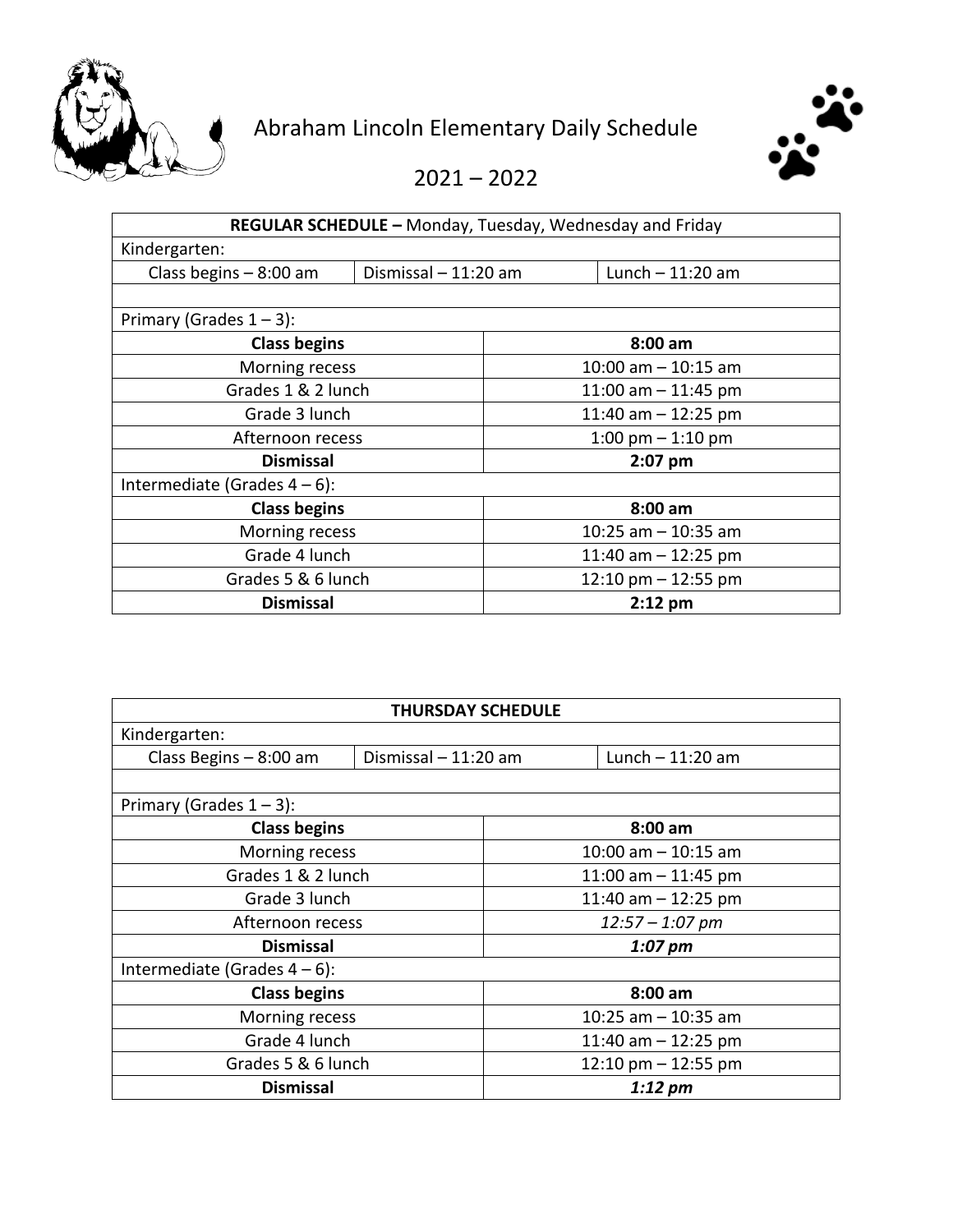# Abraham Lincoln Elementary Daily Schedule

## 2021 – 2022

| **REGULAR SCHEDULE –** Monday, Tuesday, Wednesday and Friday | | |
|---|---|---|
| Kindergarten: | | |
| Class begins – 8:00 am | Dismissal – 11:20 am | Lunch – 11:20 am |
| | | |
| Primary (Grades 1 – 3): | | |
| **Class begins** | **8:00 am** | |
| Morning recess | 10:00 am – 10:15 am | |
| Grades 1 & 2 lunch | 11:00 am – 11:45 pm | |
| Grade 3 lunch | 11:40 am – 12:25 pm | |
| Afternoon recess | 1:00 pm – 1:10 pm | |
| **Dismissal** | **2:07 pm** | |
| Intermediate (Grades 4 – 6): | | |
| **Class begins** | **8:00 am** | |
| Morning recess | 10:25 am – 10:35 am | |
| Grade 4 lunch | 11:40 am – 12:25 pm | |
| Grades 5 & 6 lunch | 12:10 pm – 12:55 pm | |
| **Dismissal** | **2:12 pm** | |

| **THURSDAY SCHEDULE** | | |
|---|---|---|
| Kindergarten: | | |
| Class Begins – 8:00 am | Dismissal – 11:20 am | Lunch – 11:20 am |
| | | |
| Primary (Grades 1 – 3): | | |
| **Class begins** | **8:00 am** | |
| Morning recess | 10:00 am – 10:15 am | |
| Grades 1 & 2 lunch | 11:00 am – 11:45 pm | |
| Grade 3 lunch | 11:40 am – 12:25 pm | |
| Afternoon recess | *12:57 – 1:07 pm* | |
| **Dismissal** | ***1:07 pm*** | |
| Intermediate (Grades 4 – 6): | | |
| **Class begins** | **8:00 am** | |
| Morning recess | 10:25 am – 10:35 am | |
| Grade 4 lunch | 11:40 am – 12:25 pm | |
| Grades 5 & 6 lunch | 12:10 pm – 12:55 pm | |
| **Dismissal** | ***1:12 pm*** | |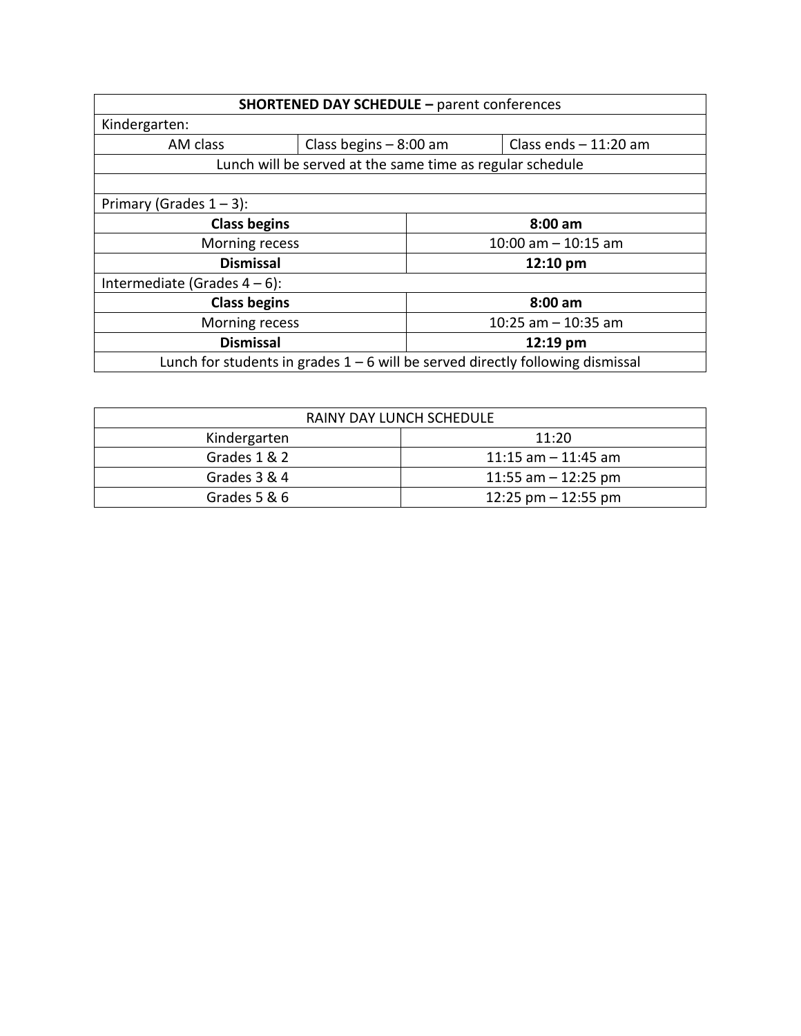| **SHORTENED DAY SCHEDULE –** parent conferences | | |
| --- | --- | --- |
| Kindergarten: | | |
| AM class | Class begins – 8:00 am | Class ends – 11:20 am |
| Lunch will be served at the same time as regular schedule | | |
| | | |
| Primary (Grades 1 – 3): | | |
| **Class begins** | **8:00 am** | |
| Morning recess | 10:00 am – 10:15 am | |
| **Dismissal** | **12:10 pm** | |
| Intermediate (Grades 4 – 6): | | |
| **Class begins** | **8:00 am** | |
| Morning recess | 10:25 am – 10:35 am | |
| **Dismissal** | **12:19 pm** | |
| Lunch for students in grades 1 – 6 will be served directly following dismissal | | |

| RAINY DAY LUNCH SCHEDULE | |
| --- | --- |
| Kindergarten | 11:20 |
| Grades 1 & 2 | 11:15 am – 11:45 am |
| Grades 3 & 4 | 11:55 am – 12:25 pm |
| Grades 5 & 6 | 12:25 pm – 12:55 pm |